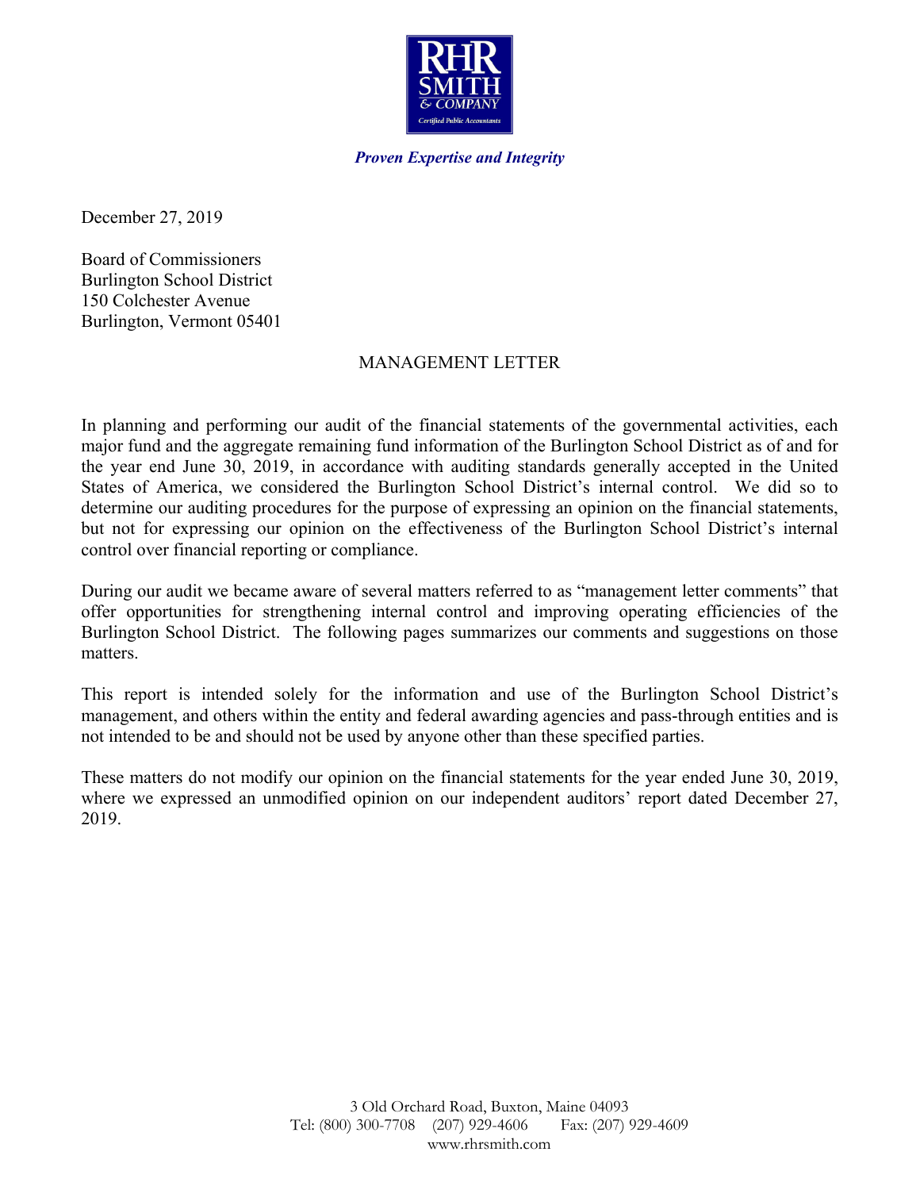RHR SMITH & COMPANY
Certified Public Accountants

***Proven Expertise and Integrity***

December 27, 2019

Board of Commissioners
Burlington School District
150 Colchester Avenue
Burlington, Vermont 05401

MANAGEMENT LETTER

In planning and performing our audit of the financial statements of the governmental activities, each major fund and the aggregate remaining fund information of the Burlington School District as of and for the year end June 30, 2019, in accordance with auditing standards generally accepted in the United States of America, we considered the Burlington School District's internal control. We did so to determine our auditing procedures for the purpose of expressing an opinion on the financial statements, but not for expressing our opinion on the effectiveness of the Burlington School District's internal control over financial reporting or compliance.

During our audit we became aware of several matters referred to as "management letter comments" that offer opportunities for strengthening internal control and improving operating efficiencies of the Burlington School District. The following pages summarizes our comments and suggestions on those matters.

This report is intended solely for the information and use of the Burlington School District's management, and others within the entity and federal awarding agencies and pass-through entities and is not intended to be and should not be used by anyone other than these specified parties.

These matters do not modify our opinion on the financial statements for the year ended June 30, 2019, where we expressed an unmodified opinion on our independent auditors' report dated December 27, 2019.

3 Old Orchard Road, Buxton, Maine 04093
Tel: (800) 300-7708 (207) 929-4606 Fax: (207) 929-4609
www.rhrsmith.com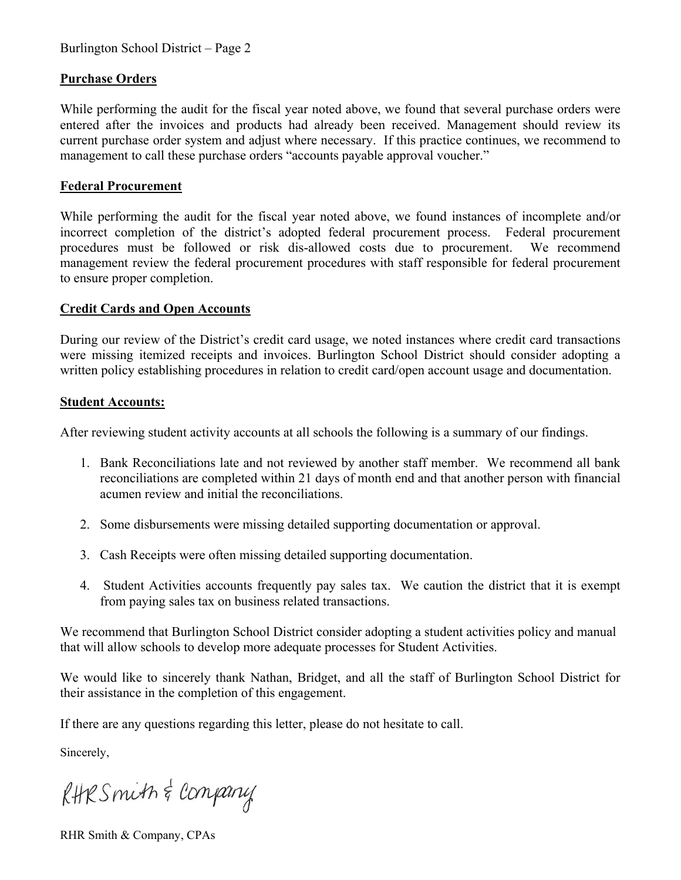**Purchase Orders**

While performing the audit for the fiscal year noted above, we found that several purchase orders were entered after the invoices and products had already been received. Management should review its current purchase order system and adjust where necessary. If this practice continues, we recommend to management to call these purchase orders "accounts payable approval voucher."

**Federal Procurement**

While performing the audit for the fiscal year noted above, we found instances of incomplete and/or incorrect completion of the district's adopted federal procurement process. Federal procurement procedures must be followed or risk dis-allowed costs due to procurement. We recommend management review the federal procurement procedures with staff responsible for federal procurement to ensure proper completion.

**Credit Cards and Open Accounts**

During our review of the District's credit card usage, we noted instances where credit card transactions were missing itemized receipts and invoices. Burlington School District should consider adopting a written policy establishing procedures in relation to credit card/open account usage and documentation.

**Student Accounts:**

After reviewing student activity accounts at all schools the following is a summary of our findings.

1. Bank Reconciliations late and not reviewed by another staff member. We recommend all bank reconciliations are completed within 21 days of month end and that another person with financial acumen review and initial the reconciliations.

2. Some disbursements were missing detailed supporting documentation or approval.

3. Cash Receipts were often missing detailed supporting documentation.

4. Student Activities accounts frequently pay sales tax. We caution the district that it is exempt from paying sales tax on business related transactions.

We recommend that Burlington School District consider adopting a student activities policy and manual that will allow schools to develop more adequate processes for Student Activities.

We would like to sincerely thank Nathan, Bridget, and all the staff of Burlington School District for their assistance in the completion of this engagement.

If there are any questions regarding this letter, please do not hesitate to call.

Sincerely,

RHR Smith & Company

RHR Smith & Company, CPAs